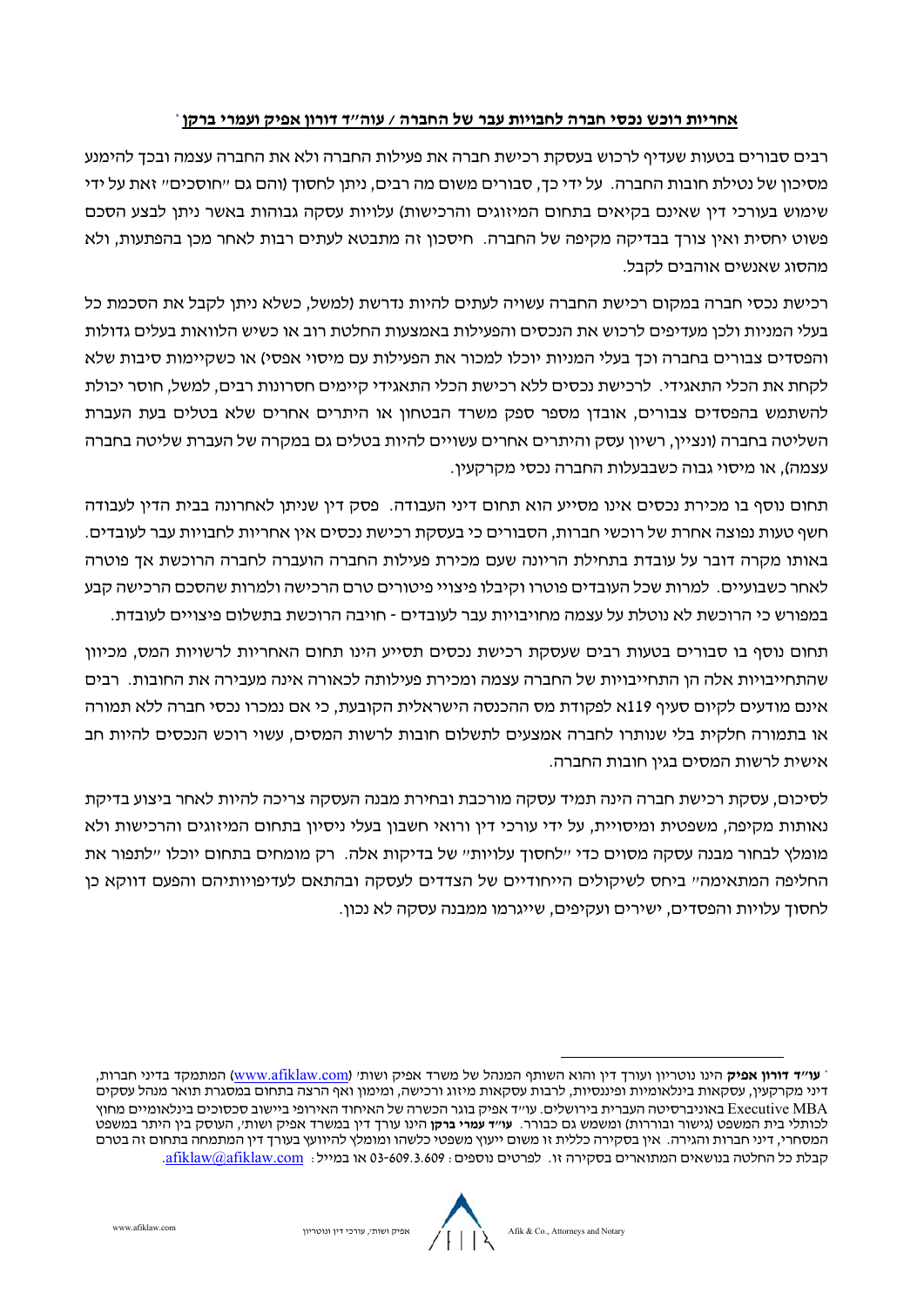## **אחריות רוכש נכסי חברה לחבויות עבר של החברה / עוה"ד דורון אפיק ועמרי ברקן** *

רבים סבורים בטעות שעדיף לרכוש בעסקת רכישת חברה את פעילות החברה ולא את החברה עצמה ובכך להימנע מסיכון של נטילת חובות החברה. על ידי כך, סבורים משום מה רבים, ניתן לחסוך (והם גם "חוסכים" זאת על ידי שימוש בעורכי דין שאינם בקיאים בתחום המיזוגים והרכישות) עלויות עסקה גבוהות באשר ניתן לבצע הסכם פשוט יחסית ואין צורך בבדיקה מקיפה של החברה. חיסכון זה מתבטא לעתים רבות לאחר מכן בהפתעות, ולא מהסוג שאנשים אוהבים לקבל.

רכישת נכסי חברה במקום רכישת החברה עשויה לעתים להיות נדרשת (למשל, כשלא ניתן לקבל את הסכמת כל בעלי המניות ולכן מעדיפים לרכוש את הנכסים והפעילות באמצעות החלטת רוב או כשיש הלוואות בעלים גדולות והפסדים צבורים בחברה וכך בעלי המניות יוכלו למכור את הפעילות עם מיסוי אפסי) או כשקיימות סיבות שלא לקחת את הכלי התאגידי. לרכישת נכסים ללא רכישת הכלי התאגידי קיימים חסרונות רבים, למשל, חוסר יכולת להשתמש בהפסדים צבורים, אובדן מספר ספק משרד הבטחון או היתרים אחרים שלא בטלים בעת העברת השליטה בחברה (ונציין, רשיון עסק והיתרים אחרים עשויים להיות בטלים גם במקרה של העברת שליטה בחברה עצמה), או מיסוי גבוה כשבבעלות החברה נכסי מקרקעין.

תחום נוסף בו מכירת נכסים אינו מסייע הוא תחום דיני העבודה. פסק דין שניתן לאחרונה בבית הדין לעבודה חשף טעות נפוצה אחרת של רוכשי חברות, הסבורים כי בעסקת רכישת נכסים אין אחריות לחבויות עבר לעובדים. באותו מקרה דובר על עובדת שעם מכירת הפעילות החברה הועברה לחברה הרוכשת אך פוטרה לאחר כשבועיים. למרות שכל העובדים פוטרו וקיבלו פיצויי פיטורים טרם הרכישה ולמרות שהסכם הרכישה קבע במפורש כי הרוכשת לא נוטלת על עצמה מחויבויות עבר לעובדים - חויבה הרוכשת בתשלום פיצויים לעובדת.

תחום נוסף בו סבורים רבים בטעות שעסקת רכישת נכסים תסייע הינו תחום האחריות לרשויות המס, מכיוון שהתחייבויות אלה הן התחייבויות של החברה עצמה ומכירת פעילותה לכאורה אינה מעבירה את החובות. רבים אינם מודעים לקיום סעיף 119א לפקודת מס ההכנסה הישראלית הקובעת, כי אם נמכרו נכסי חברה ללא תמורה או בתמורה חלקית בלי שנותרו לחברה אמצעים לתשלום חובות לרשות המסים, עשוי רוכש הנכסים להיות חב אישית לרשות המסים בגין חובות החברה.

לסיכום, עסקת רכישת חברה הינה תמיד עסקה מורכבת ובחירת מבנה העסקה צריכה להיות לאחר ביצוע בדיקת נאותות מקיפה, משפטית ומיסויית, על ידי עורכי דין ורואי חשבון בעלי ניסיון בתחום המיזוגים והרכישות ולא מומלץ לבחור מבנה עסקה מסוים כדי "לחסוך עלויות" של בדיקות אלה. רק מומחים בתחום יוכלו "לתפור את החליפה המתאימה" ביחס לשיקולים הייחודיים של הצדדים לעסקה ובהתאם לעדיפויותיהם והפעם דווקא כן לחסוך עלויות והפסדים, ישירים ועקיפים, שייגרמו ממבנה עסקה לא נכון.

---

* **עו"ד דורון אפיק** הינו נוטריון ועורך דין והוא השותף המנהל של משרד אפיק ושות' (www.afiklaw.com) המתמקד בדיני חברות, דיני מקרקעין, עסקאות בינלאומיות ופיננסיות, לרבות עסקאות מיזוג ורכישה, ומימון ואף הרצה בתחום במסגרת תואר מנהל עסקים Executive MBA באוניברסיטה העברית בירושלים. עו"ד אפיק בוגר הכשרה של האיחוד האירופי ביישוב סכסוכים בינלאומיים מחוץ לכותלי בית המשפט (גישור ובוררות) ומשמש גם כבורר. **עו"ד עמרי ברקן** הינו עורך דין במשרד אפיק ושות', העוסק בין היתר במשפט המסחרי, דיני חברות והגירה. אין בסקירה כללית זו משום ייעוץ משפטי כלשהו ומומלץ להיוועץ בעורך דין המתמחה בתחום זה בטרם קבלת כל החלטה בנושאים המתוארים בסקירה זו. לפרטים נוספים: 03-609.3.609 או במייל: afiklaw@afiklaw.com.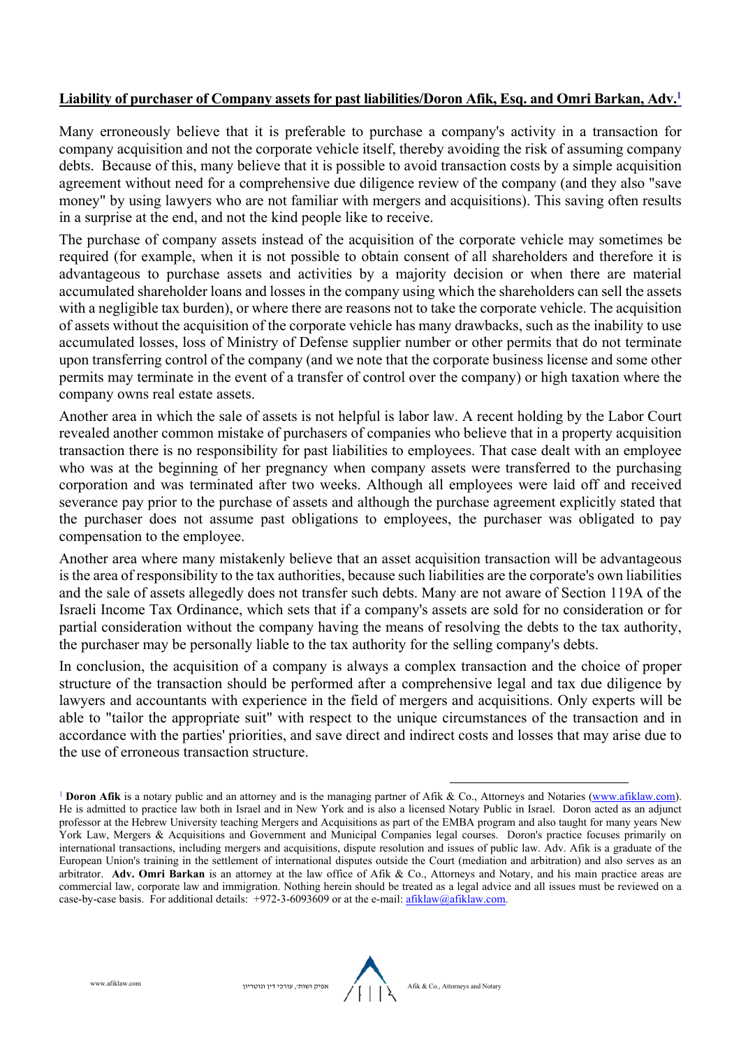**Liability of purchaser of Company assets for past liabilities/Doron Afik, Esq. and Omri Barkan, Adv.[1]**

Many erroneously believe that it is preferable to purchase a company's activity in a transaction for company acquisition and not the corporate vehicle itself, thereby avoiding the risk of assuming company debts. Because of this, many believe that it is possible to avoid transaction costs by a simple acquisition agreement without need for a comprehensive due diligence review of the company (and they also "save money" by using lawyers who are not familiar with mergers and acquisitions). This saving often results in a surprise at the end, and not the kind people like to receive.

The purchase of company assets instead of the acquisition of the corporate vehicle may sometimes be required (for example, when it is not possible to obtain consent of all shareholders and therefore it is advantageous to purchase assets and activities by a majority decision or when there are material accumulated shareholder loans and losses in the company using which the shareholders can sell the assets with a negligible tax burden), or where there are reasons not to take the corporate vehicle. The acquisition of assets without the acquisition of the corporate vehicle has many drawbacks, such as the inability to use accumulated losses, loss of Ministry of Defense supplier number or other permits that do not terminate upon transferring control of the company (and we note that the corporate business license and some other permits may terminate in the event of a transfer of control over the company) or high taxation where the company owns real estate assets.

Another area in which the sale of assets is not helpful is labor law. A recent holding by the Labor Court revealed another common mistake of purchasers of companies who believe that in a property acquisition transaction there is no responsibility for past liabilities to employees. That case dealt with an employee who was at the beginning of her pregnancy when company assets were transferred to the purchasing corporation and was terminated after two weeks. Although all employees were laid off and received severance pay prior to the purchase of assets and although the purchase agreement explicitly stated that the purchaser does not assume past obligations to employees, the purchaser was obligated to pay compensation to the employee.

Another area where many mistakenly believe that an asset acquisition transaction will be advantageous is the area of responsibility to the tax authorities, because such liabilities are the corporate's own liabilities and the sale of assets allegedly does not transfer such debts. Many are not aware of Section 119A of the Israeli Income Tax Ordinance, which sets that if a company's assets are sold for no consideration or for partial consideration without the company having the means of resolving the debts to the tax authority, the purchaser may be personally liable to the tax authority for the selling company's debts.

In conclusion, the acquisition of a company is always a complex transaction and the choice of proper structure of the transaction should be performed after a comprehensive legal and tax due diligence by lawyers and accountants with experience in the field of mergers and acquisitions. Only experts will be able to "tailor the appropriate suit" with respect to the unique circumstances of the transaction and in accordance with the parties' priorities, and save direct and indirect costs and losses that may arise due to the use of erroneous transaction structure.

---

[1] **Doron Afik** is a notary public and an attorney and is the managing partner of Afik & Co., Attorneys and Notaries (www.afiklaw.com). He is admitted to practice law both in Israel and in New York and is also a licensed Notary Public in Israel. Doron acted as an adjunct professor at the Hebrew University teaching Mergers and Acquisitions as part of the EMBA program and also taught for many years New York Law, Mergers & Acquisitions and Government and Municipal Companies legal courses. Doron's practice focuses primarily on international transactions, including mergers and acquisitions, dispute resolution and issues of public law. Adv. Afik is a graduate of the European Union's training in the settlement of international disputes outside the Court (mediation and arbitration) and also serves as an arbitrator. **Adv. Omri Barkan** is an attorney at the law office of Afik & Co., Attorneys and Notary, and his main practice areas are commercial law, corporate law and immigration. Nothing herein should be treated as a legal advice and all issues must be reviewed on a case-by-case basis. For additional details: +972-3-6093609 or at the e-mail: afiklaw@afiklaw.com.